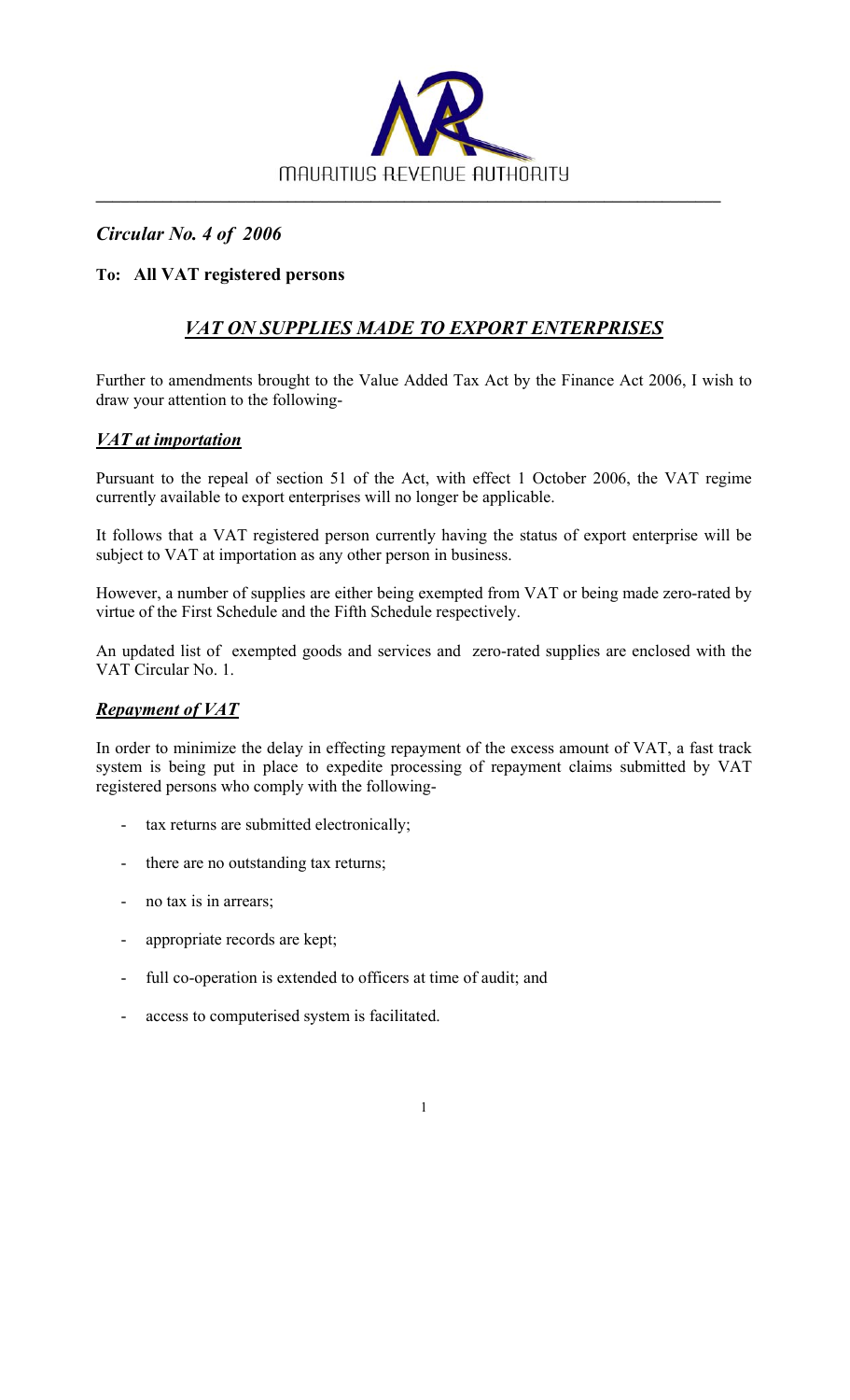MAURITIUS REVENUE AUTHORITY

*Circular No. 4 of 2006*

**To: All VAT registered persons**

## *VAT ON SUPPLIES MADE TO EXPORT ENTERPRISES*

Further to amendments brought to the Value Added Tax Act by the Finance Act 2006, I wish to draw your attention to the following-

### *VAT at importation*

Pursuant to the repeal of section 51 of the Act, with effect 1 October 2006, the VAT regime currently available to export enterprises will no longer be applicable.

It follows that a VAT registered person currently having the status of export enterprise will be subject to VAT at importation as any other person in business.

However, a number of supplies are either being exempted from VAT or being made zero-rated by virtue of the First Schedule and the Fifth Schedule respectively.

An updated list of exempted goods and services and zero-rated supplies are enclosed with the VAT Circular No. 1.

### *Repayment of VAT*

In order to minimize the delay in effecting repayment of the excess amount of VAT, a fast track system is being put in place to expedite processing of repayment claims submitted by VAT registered persons who comply with the following-

- tax returns are submitted electronically;
- there are no outstanding tax returns;
- no tax is in arrears;
- appropriate records are kept;
- full co-operation is extended to officers at time of audit; and
- access to computerised system is facilitated.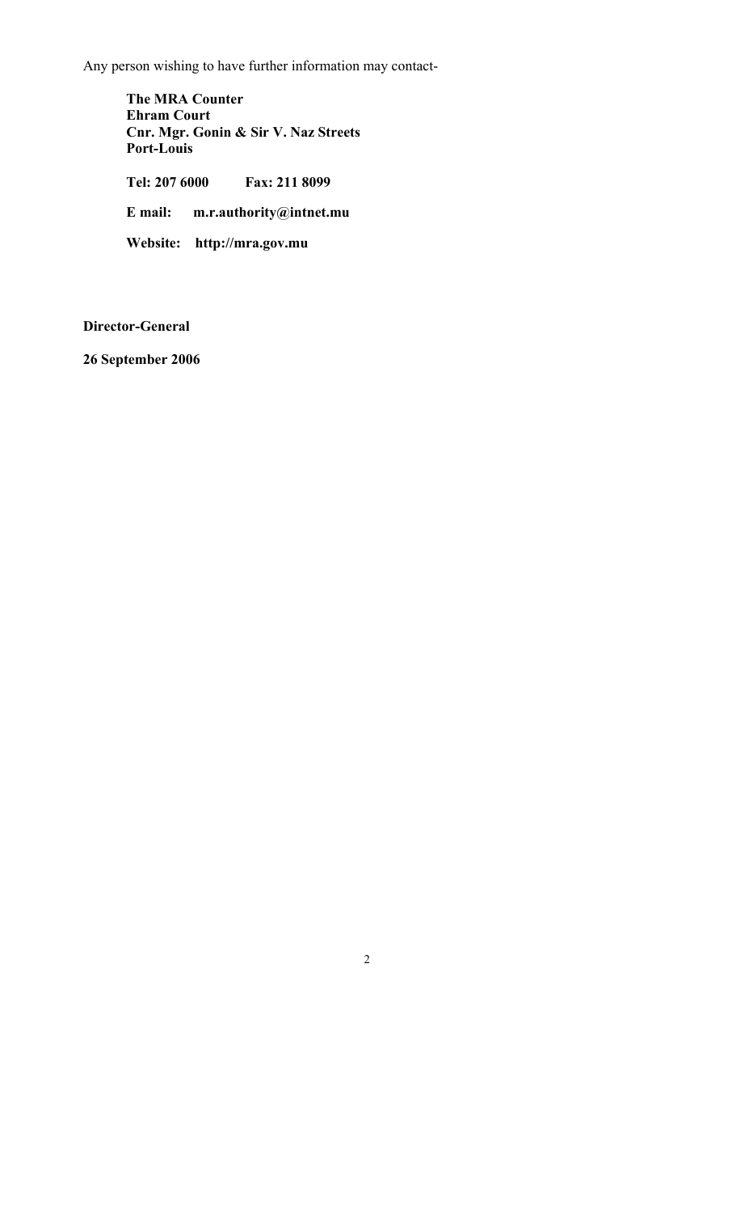Any person wishing to have further information may contact-

**The MRA Counter**
**Ehram Court**
**Cnr. Mgr. Gonin & Sir V. Naz Streets**
**Port-Louis**

**Tel: 207 6000 Fax: 211 8099**

**E mail: m.r.authority@intnet.mu**

**Website: http://mra.gov.mu**

**Director-General**

**26 September 2006**